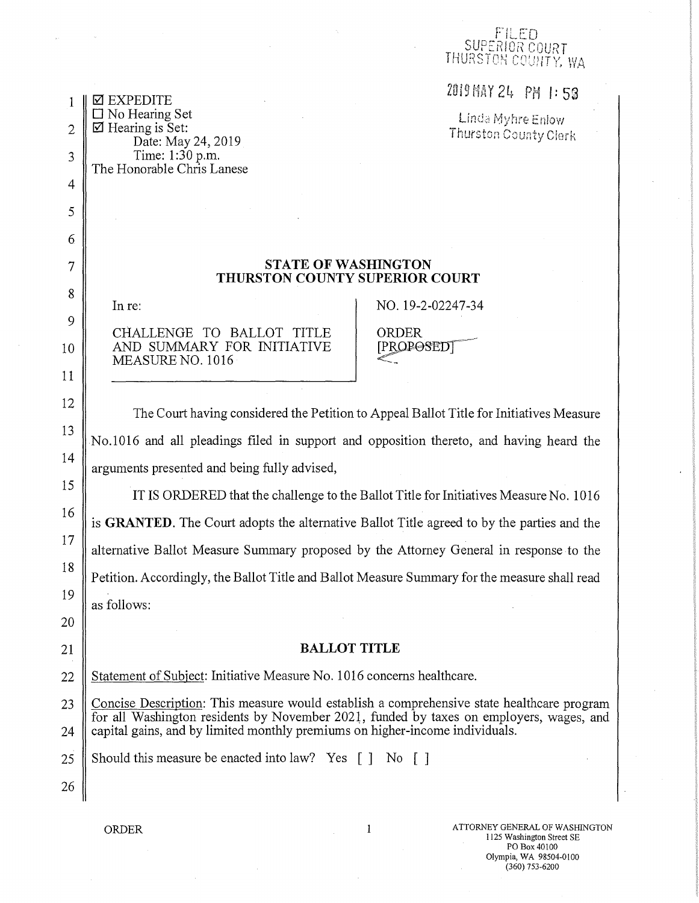FILED
SUPERIOR COURT
THURSTON COUNTY, WA

2019 MAY 24 PM 1:53

Linda Myhre Enlow
Thurston County Clerk

☑ EXPEDITE
☐ No Hearing Set
☑ Hearing is Set:
Date: May 24, 2019
Time: 1:30 p.m.
The Honorable Chris Lanese

**STATE OF WASHINGTON**
**THURSTON COUNTY SUPERIOR COURT**

| | |
|---|---|
| In re:<br><br>CHALLENGE TO BALLOT TITLE AND SUMMARY FOR INITIATIVE MEASURE NO. 1016 | NO. 19-2-02247-34<br><br>ORDER<br>~~[PROPOSED]~~ |

The Court having considered the Petition to Appeal Ballot Title for Initiatives Measure No.1016 and all pleadings filed in support and opposition thereto, and having heard the arguments presented and being fully advised,

IT IS ORDERED that the challenge to the Ballot Title for Initiatives Measure No. 1016 is **GRANTED**. The Court adopts the alternative Ballot Title agreed to by the parties and the alternative Ballot Measure Summary proposed by the Attorney General in response to the Petition. Accordingly, the Ballot Title and Ballot Measure Summary for the measure shall read as follows:

**BALLOT TITLE**

Statement of Subject: Initiative Measure No. 1016 concerns healthcare.

Concise Description: This measure would establish a comprehensive state healthcare program for all Washington residents by November 2021, funded by taxes on employers, wages, and capital gains, and by limited monthly premiums on higher-income individuals.

Should this measure be enacted into law? Yes [ ] No [ ]

ORDER

ATTORNEY GENERAL OF WASHINGTON
1125 Washington Street SE
PO Box 40100
Olympia, WA 98504-0100
(360) 753-6200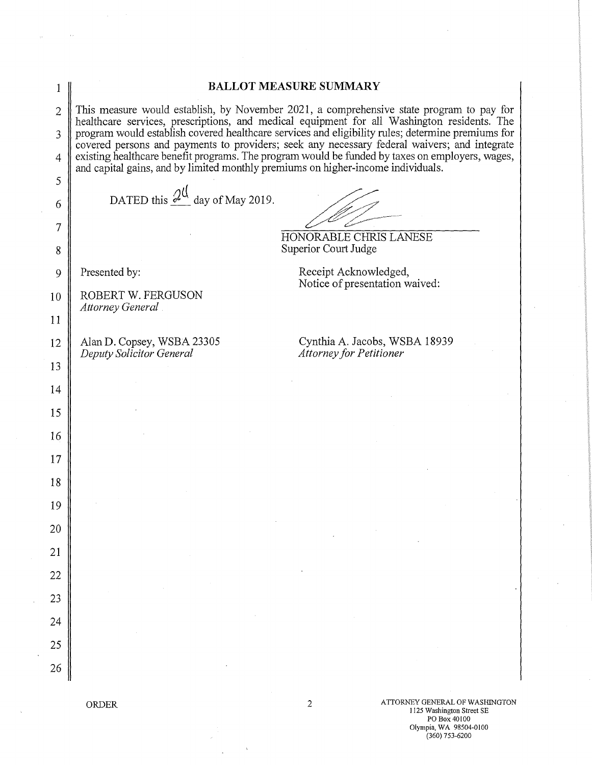## BALLOT MEASURE SUMMARY

This measure would establish, by November 2021, a comprehensive state program to pay for healthcare services, prescriptions, and medical equipment for all Washington residents. The program would establish covered healthcare services and eligibility rules; determine premiums for covered persons and payments to providers; seek any necessary federal waivers; and integrate existing healthcare benefit programs. The program would be funded by taxes on employers, wages, and capital gains, and by limited monthly premiums on higher-income individuals.

DATED this 24 day of May 2019.

HONORABLE CHRIS LANESE
Superior Court Judge

Presented by:

ROBERT W. FERGUSON
*Attorney General*

Alan D. Copsey, WSBA 23305
*Deputy Solicitor General*

Receipt Acknowledged,
Notice of presentation waived:

Cynthia A. Jacobs, WSBA 18939
*Attorney for Petitioner*

ORDER

ATTORNEY GENERAL OF WASHINGTON
1125 Washington Street SE
PO Box 40100
Olympia, WA 98504-0100
(360) 753-6200